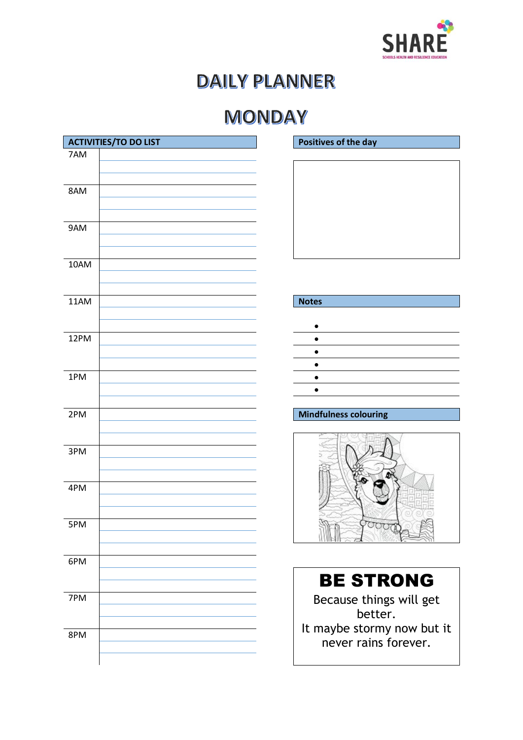SHARE

SCHOOLS HEALTH AND RESILIENCE EDUCATION

# DAILY PLANNER

## MONDAY

| ACTIVITIES/TO DO LIST | |
|---|---|
| 7AM | |
| 8AM | |
| 9AM | |
| 10AM | |
| 11AM | |
| 12PM | |
| 1PM | |
| 2PM | |
| 3PM | |
| 4PM | |
| 5PM | |
| 6PM | |
| 7PM | |
| 8PM | |

**Positives of the day**

**Notes**

- 
- 
- 
- 
- 
- 

**Mindfulness colouring**

# BE STRONG

Because things will get better.
It maybe stormy now but it never rains forever.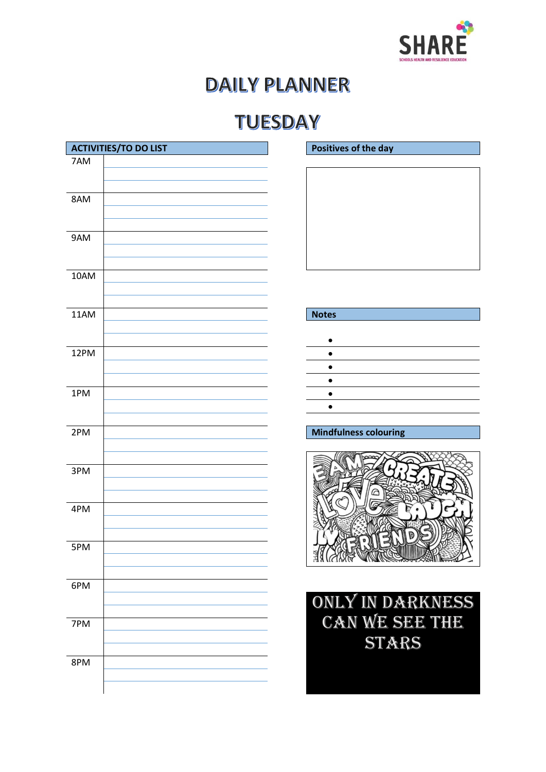SHARE

SCHOOLS HEALTH AND RESILIENCE EDUCATION

# DAILY PLANNER

## TUESDAY

| ACTIVITIES/TO DO LIST | |
|---|---|
| 7AM | |
| 8AM | |
| 9AM | |
| 10AM | |
| 11AM | |
| 12PM | |
| 1PM | |
| 2PM | |
| 3PM | |
| 4PM | |
| 5PM | |
| 6PM | |
| 7PM | |
| 8PM | |

**Positives of the day**

**Notes**

- 
- 
- 
- 
- 
- 

**Mindfulness colouring**

ONLY IN DARKNESS CAN WE SEE THE STARS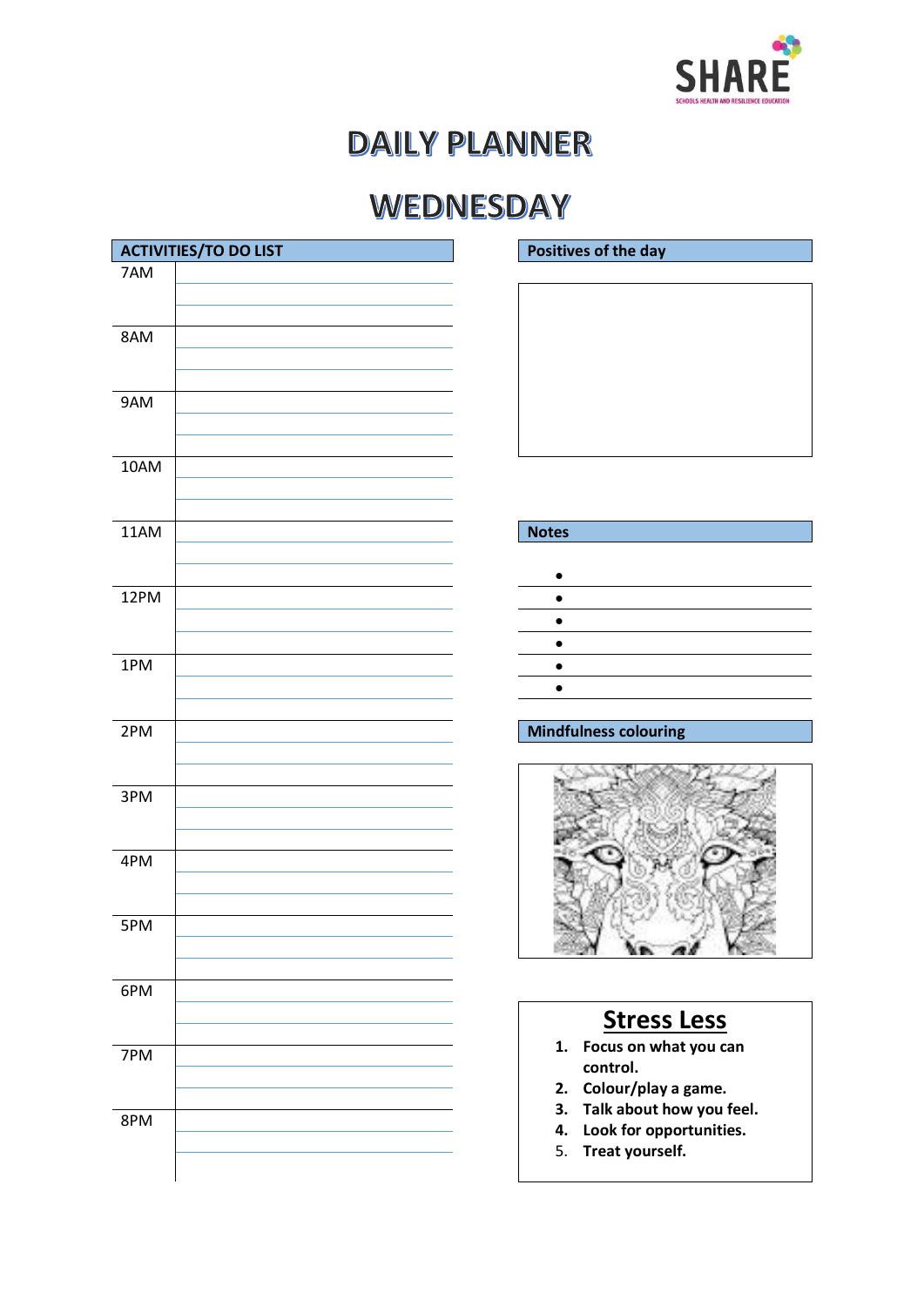SHARE

SCHOOLS HEALTH AND RESILIENCE EDUCATION

# DAILY PLANNER

# WEDNESDAY

| ACTIVITIES/TO DO LIST | |
|---|---|
| 7AM | |
| 8AM | |
| 9AM | |
| 10AM | |
| 11AM | |
| 12PM | |
| 1PM | |
| 2PM | |
| 3PM | |
| 4PM | |
| 5PM | |
| 6PM | |
| 7PM | |
| 8PM | |

**Positives of the day**

**Notes**

- 
- 
- 
- 
- 
- 

**Mindfulness colouring**

## Stress Less

1. **Focus on what you can control.**
2. **Colour/play a game.**
3. **Talk about how you feel.**
4. **Look for opportunities.**
5. **Treat yourself.**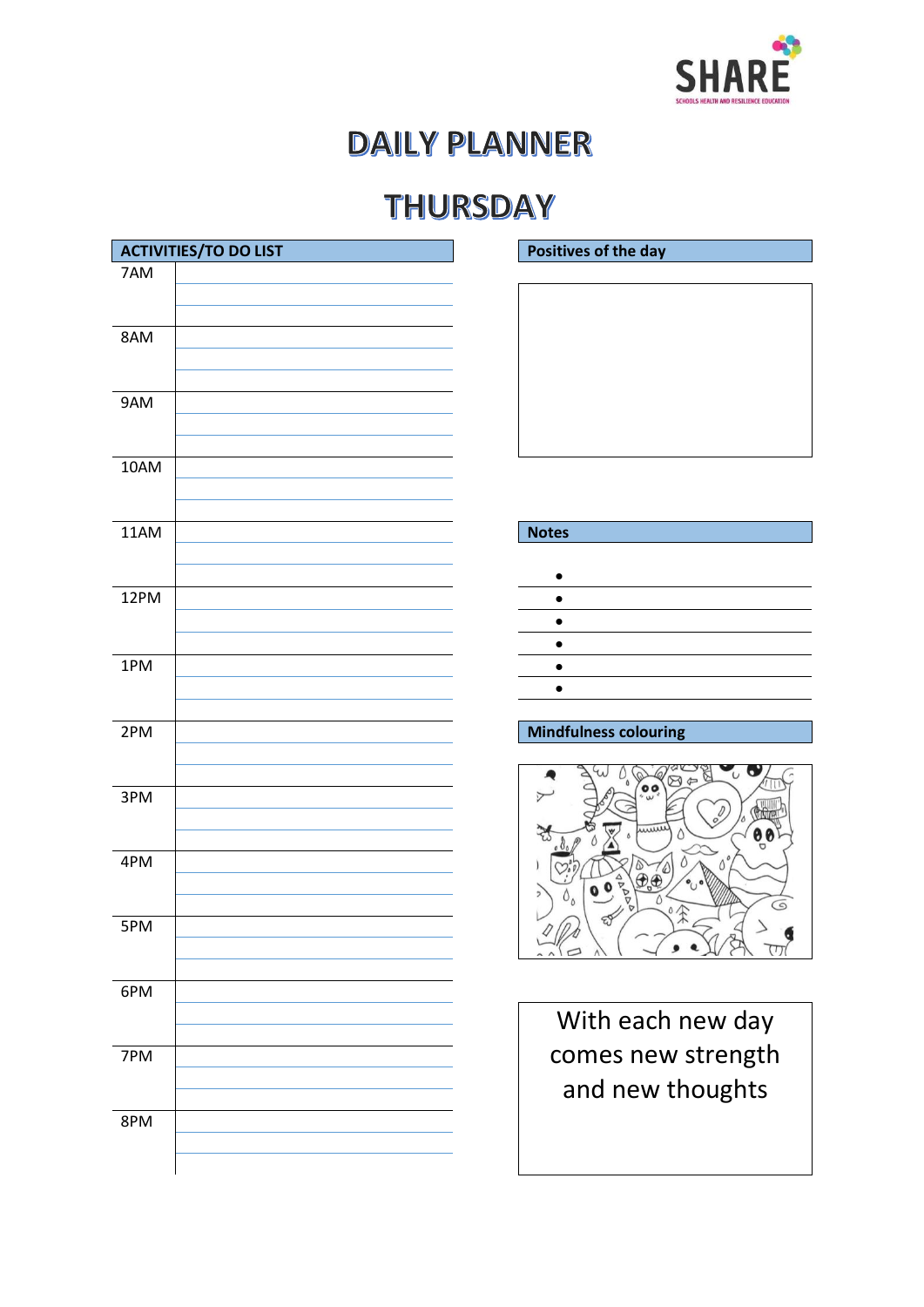# DAILY PLANNER

## THURSDAY

| ACTIVITIES/TO DO LIST | |
|---|---|
| 7AM | |
| 8AM | |
| 9AM | |
| 10AM | |
| 11AM | |
| 12PM | |
| 1PM | |
| 2PM | |
| 3PM | |
| 4PM | |
| 5PM | |
| 6PM | |
| 7PM | |
| 8PM | |

**Positives of the day**

**Notes**

- 
- 
- 
- 
- 
- 

**Mindfulness colouring**

With each new day comes new strength and new thoughts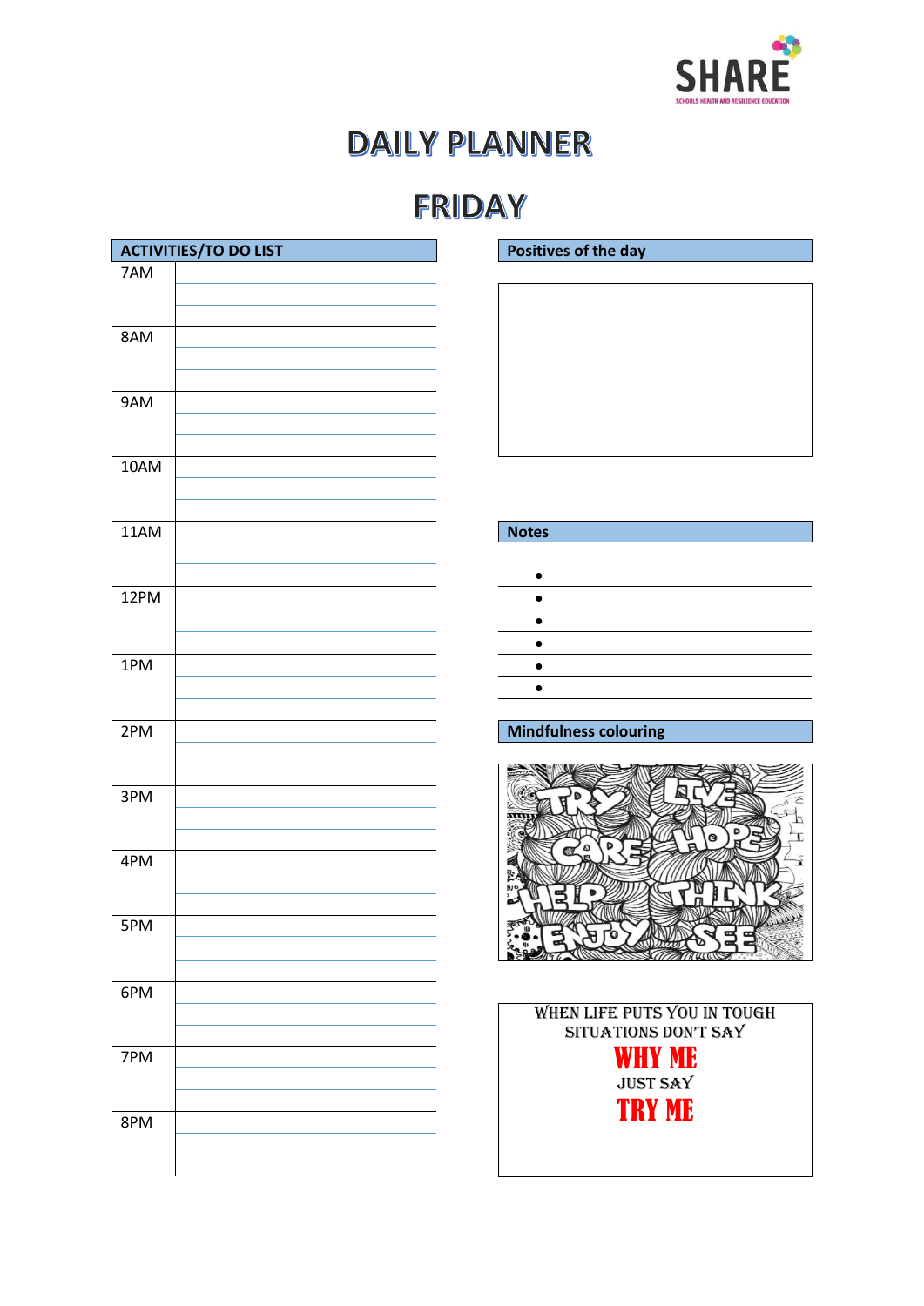SHARE
SCHOOLS HEALTH AND RESILIENCE EDUCATION

# DAILY PLANNER

## FRIDAY

| ACTIVITIES/TO DO LIST | |
|---|---|
| 7AM | |
| 8AM | |
| 9AM | |
| 10AM | |
| 11AM | |
| 12PM | |
| 1PM | |
| 2PM | |
| 3PM | |
| 4PM | |
| 5PM | |
| 6PM | |
| 7PM | |
| 8PM | |

**Positives of the day**

**Notes**

- 
- 
- 
- 
- 
- 

**Mindfulness colouring**

TRY LIVE CARE HOPE HELP THINK ENJOY SEE

WHEN LIFE PUTS YOU IN TOUGH SITUATIONS DON'T SAY

**WHY ME**

JUST SAY

**TRY ME**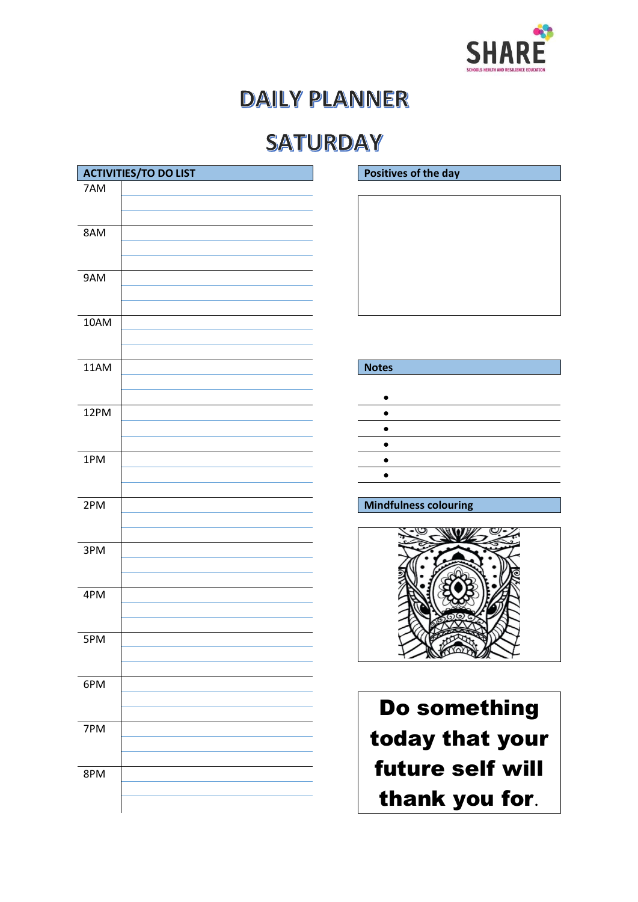SHARE

SCHOOLS HEALTH AND RESILIENCE EDUCATION

# DAILY PLANNER

## SATURDAY

| ACTIVITIES/TO DO LIST | |
|---|---|
| 7AM | |
| 8AM | |
| 9AM | |
| 10AM | |
| 11AM | |
| 12PM | |
| 1PM | |
| 2PM | |
| 3PM | |
| 4PM | |
| 5PM | |
| 6PM | |
| 7PM | |
| 8PM | |

**Positives of the day**

**Notes**

- 
- 
- 
- 
- 
- 

**Mindfulness colouring**

**Do something today that your future self will thank you for.**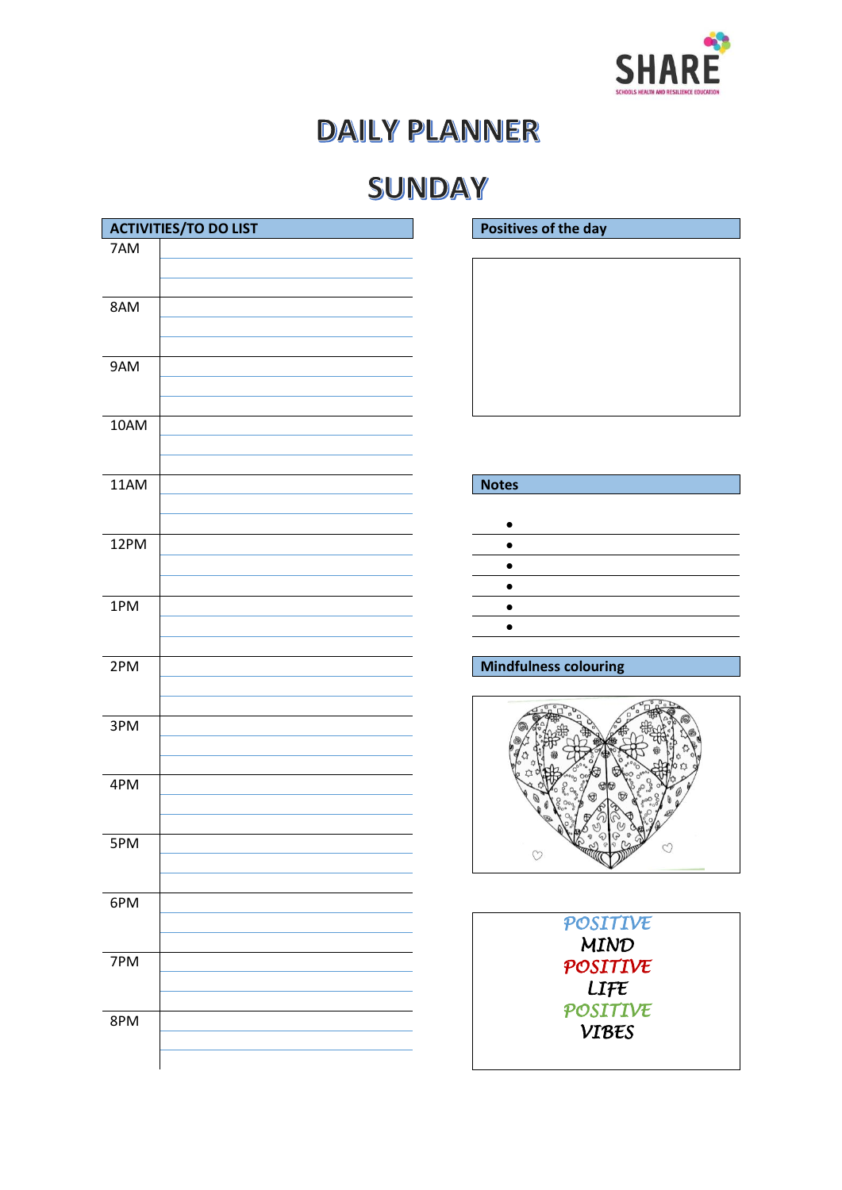SHARE

SCHOOLS HEALTH AND RESILIENCE EDUCATION

# DAILY PLANNER

# SUNDAY

| ACTIVITIES/TO DO LIST | |
|---|---|
| 7AM | |
| 8AM | |
| 9AM | |
| 10AM | |
| 11AM | |
| 12PM | |
| 1PM | |
| 2PM | |
| 3PM | |
| 4PM | |
| 5PM | |
| 6PM | |
| 7PM | |
| 8PM | |

**Positives of the day**

**Notes**

- 
- 
- 
- 
- 
- 

**Mindfulness colouring**

*POSITIVE*
*MIND*
*POSITIVE*
*LIFE*
*POSITIVE*
*VIBES*